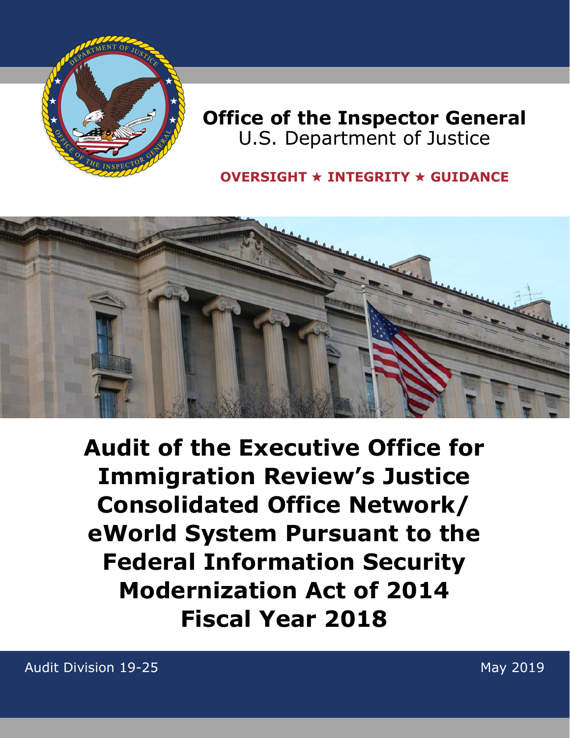**Office of the Inspector General**
U.S. Department of Justice

**OVERSIGHT ★ INTEGRITY ★ GUIDANCE**

# Audit of the Executive Office for Immigration Review's Justice Consolidated Office Network/ eWorld System Pursuant to the Federal Information Security Modernization Act of 2014 Fiscal Year 2018

Audit Division 19-25

May 2019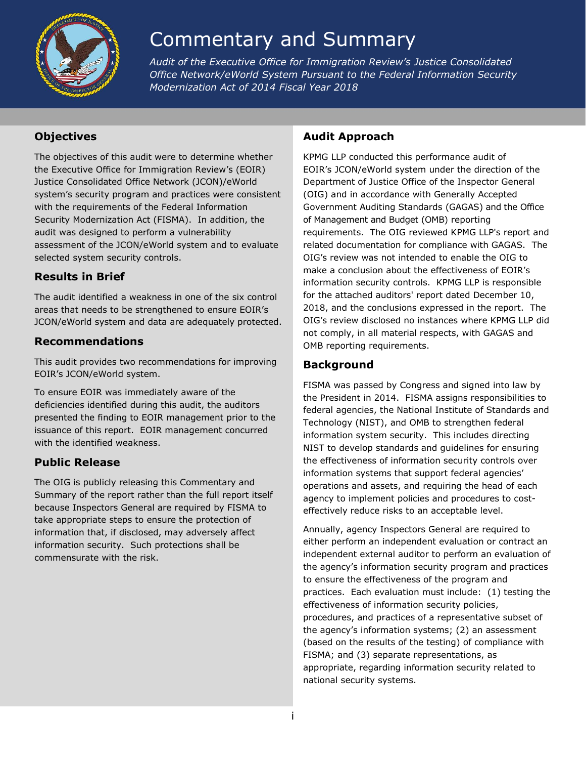# Commentary and Summary

*Audit of the Executive Office for Immigration Review's Justice Consolidated Office Network/eWorld System Pursuant to the Federal Information Security Modernization Act of 2014 Fiscal Year 2018*

## Objectives

The objectives of this audit were to determine whether the Executive Office for Immigration Review's (EOIR) Justice Consolidated Office Network (JCON)/eWorld system's security program and practices were consistent with the requirements of the Federal Information Security Modernization Act (FISMA). In addition, the audit was designed to perform a vulnerability assessment of the JCON/eWorld system and to evaluate selected system security controls.

## Results in Brief

The audit identified a weakness in one of the six control areas that needs to be strengthened to ensure EOIR's JCON/eWorld system and data are adequately protected.

## Recommendations

This audit provides two recommendations for improving EOIR's JCON/eWorld system.

To ensure EOIR was immediately aware of the deficiencies identified during this audit, the auditors presented the finding to EOIR management prior to the issuance of this report. EOIR management concurred with the identified weakness.

## Public Release

The OIG is publicly releasing this Commentary and Summary of the report rather than the full report itself because Inspectors General are required by FISMA to take appropriate steps to ensure the protection of information that, if disclosed, may adversely affect information security. Such protections shall be commensurate with the risk.

## Audit Approach

KPMG LLP conducted this performance audit of EOIR's JCON/eWorld system under the direction of the Department of Justice Office of the Inspector General (OIG) and in accordance with Generally Accepted Government Auditing Standards (GAGAS) and the Office of Management and Budget (OMB) reporting requirements. The OIG reviewed KPMG LLP's report and related documentation for compliance with GAGAS. The OIG's review was not intended to enable the OIG to make a conclusion about the effectiveness of EOIR's information security controls. KPMG LLP is responsible for the attached auditors' report dated December 10, 2018, and the conclusions expressed in the report. The OIG's review disclosed no instances where KPMG LLP did not comply, in all material respects, with GAGAS and OMB reporting requirements.

## Background

FISMA was passed by Congress and signed into law by the President in 2014. FISMA assigns responsibilities to federal agencies, the National Institute of Standards and Technology (NIST), and OMB to strengthen federal information system security. This includes directing NIST to develop standards and guidelines for ensuring the effectiveness of information security controls over information systems that support federal agencies' operations and assets, and requiring the head of each agency to implement policies and procedures to cost-effectively reduce risks to an acceptable level.

Annually, agency Inspectors General are required to either perform an independent evaluation or contract an independent external auditor to perform an evaluation of the agency's information security program and practices to ensure the effectiveness of the program and practices. Each evaluation must include: (1) testing the effectiveness of information security policies, procedures, and practices of a representative subset of the agency's information systems; (2) an assessment (based on the results of the testing) of compliance with FISMA; and (3) separate representations, as appropriate, regarding information security related to national security systems.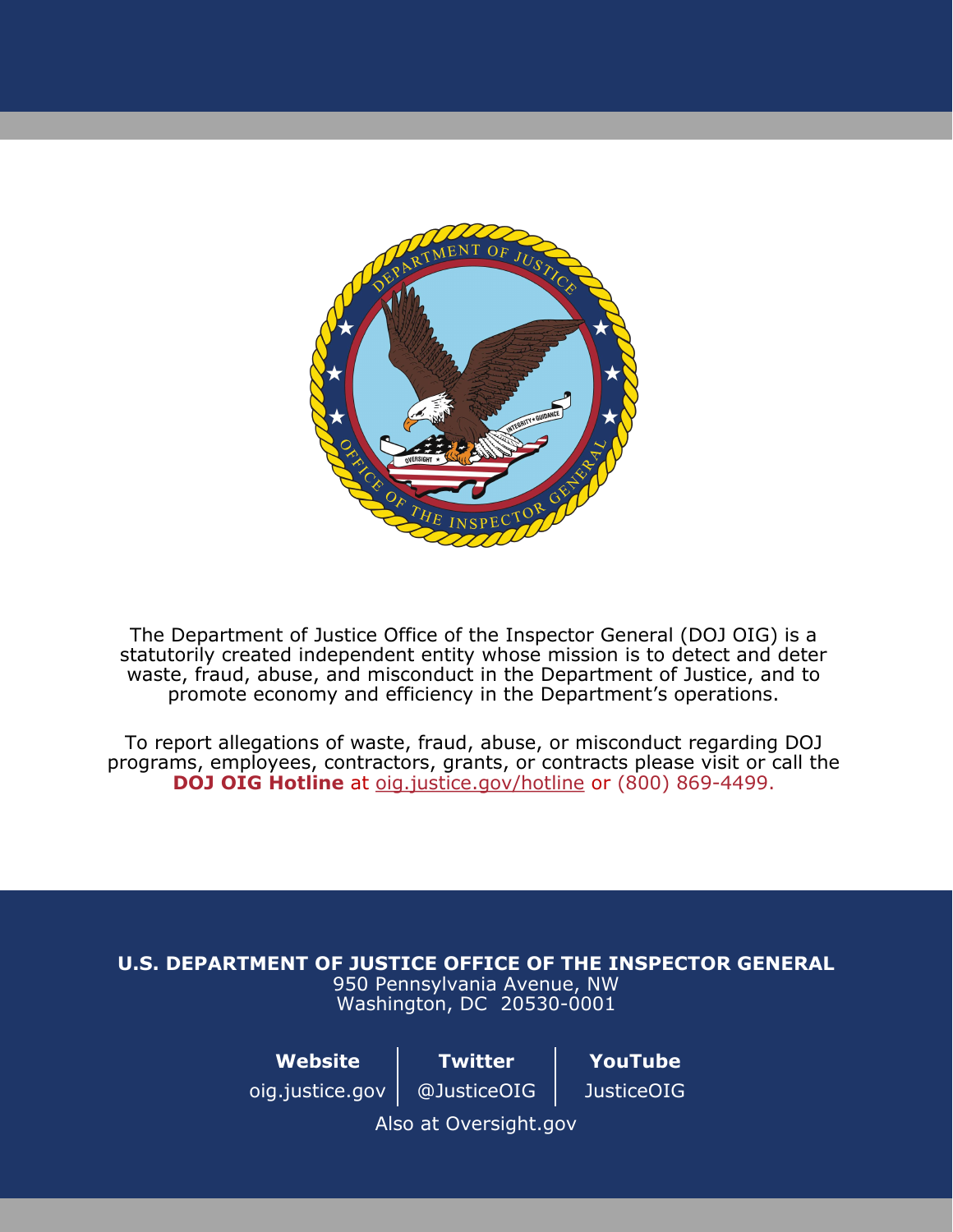The Department of Justice Office of the Inspector General (DOJ OIG) is a statutorily created independent entity whose mission is to detect and deter waste, fraud, abuse, and misconduct in the Department of Justice, and to promote economy and efficiency in the Department's operations.

To report allegations of waste, fraud, abuse, or misconduct regarding DOJ programs, employees, contractors, grants, or contracts please visit or call the **DOJ OIG Hotline** at oig.justice.gov/hotline or (800) 869-4499.

**U.S. DEPARTMENT OF JUSTICE OFFICE OF THE INSPECTOR GENERAL**
950 Pennsylvania Avenue, NW
Washington, DC 20530-0001

| Website | Twitter | YouTube |
| --- | --- | --- |
| oig.justice.gov | @JusticeOIG | JusticeOIG |

Also at Oversight.gov